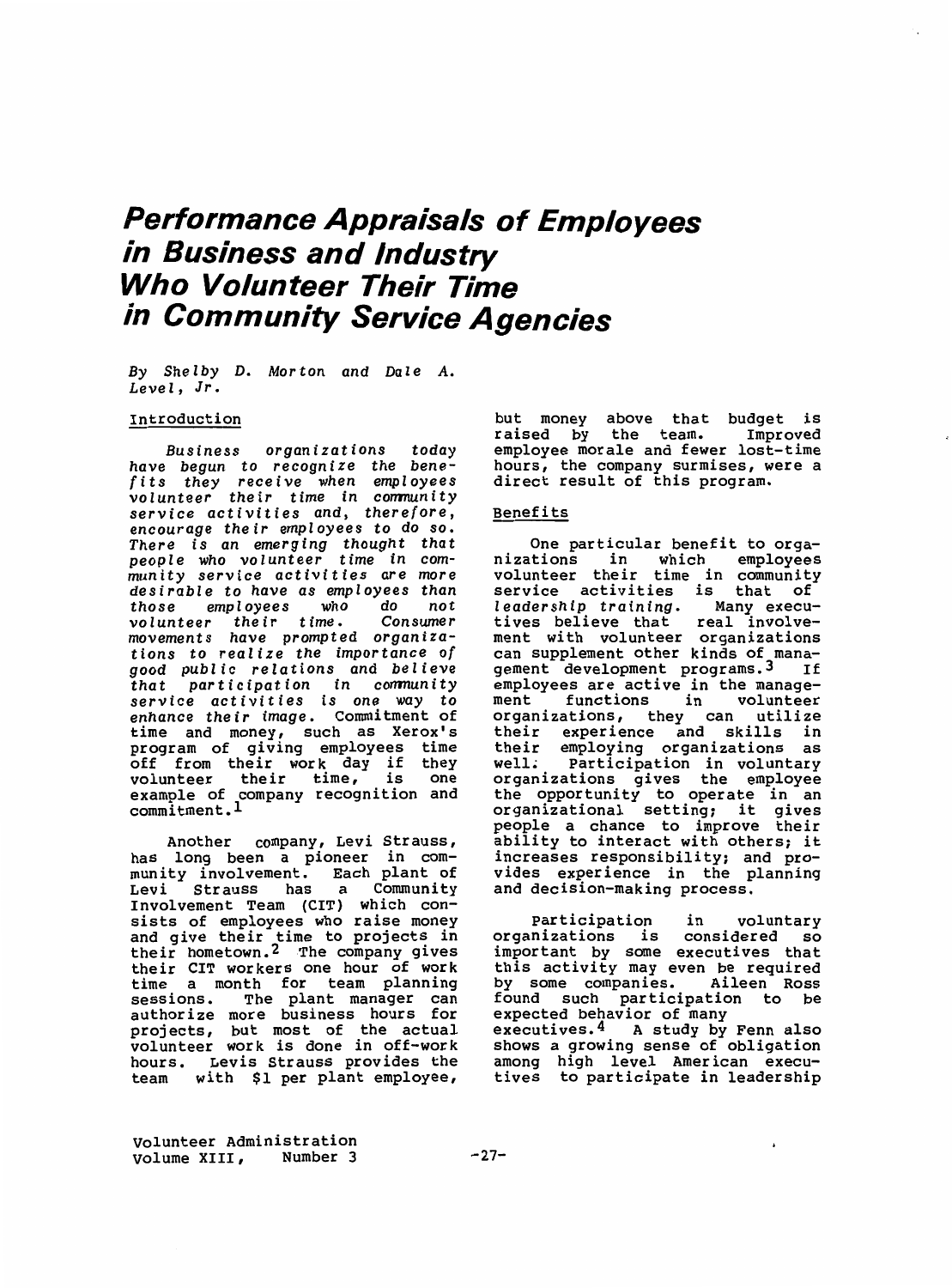# Performance Appraisals of Employees in Business and Industry Who Volunteer Their Time in Community Service Agencies

*By Shelby D. Morton and Dale A. Level, Jr.*

## Introduction

*Business organizations today have begun to recognize the benefits they receive when employees volunteer their time in community service activities and, therefore, encourage their employees to do so. There is an emerging thought that people who volunteer time in community service activities are more desirable to have as employees than those employees who do not volunteer their time. Consumer movements have prompted organizations to realize the importance of good public relations and believe that participation in community service activities is one way to enhance their image.* Commitment of time and money, such as Xerox's program of giving employees time off from their work day if they volunteer their time, is one example of company recognition and commitment.[1]

Another company, Levi Strauss, has long been a pioneer in community involvement. Each plant of Levi Strauss has a Community Involvement Team (CIT) which consists of employees who raise money and give their time to projects in their hometown.[2] The company gives their CIT workers one hour of work time a month for team planning sessions. The plant manager can authorize more business hours for projects, but most of the actual volunteer work is done in off-work hours. Levis Strauss provides the team with $1 per plant employee, but money above that budget is raised by the team. Improved employee morale and fewer lost-time hours, the company surmises, were a direct result of this program.

## Benefits

One particular benefit to organizations in which employees volunteer their time in community service activities is that of *leadership training*. Many executives believe that real involvement with volunteer organizations can supplement other kinds of management development programs.[3] If employees are active in the management functions in volunteer organizations, they can utilize their experience and skills in their employing organizations as well. Participation in voluntary organizations gives the employee the opportunity to operate in an organizational setting; it gives people a chance to improve their ability to interact with others; it increases responsibility; and provides experience in the planning and decision-making process.

Participation in voluntary organizations is considered so important by some executives that this activity may even be required by some companies. Aileen Ross found such participation to be expected behavior of many executives.[4] A study by Fenn also shows a growing sense of obligation among high level American executives to participate in leadership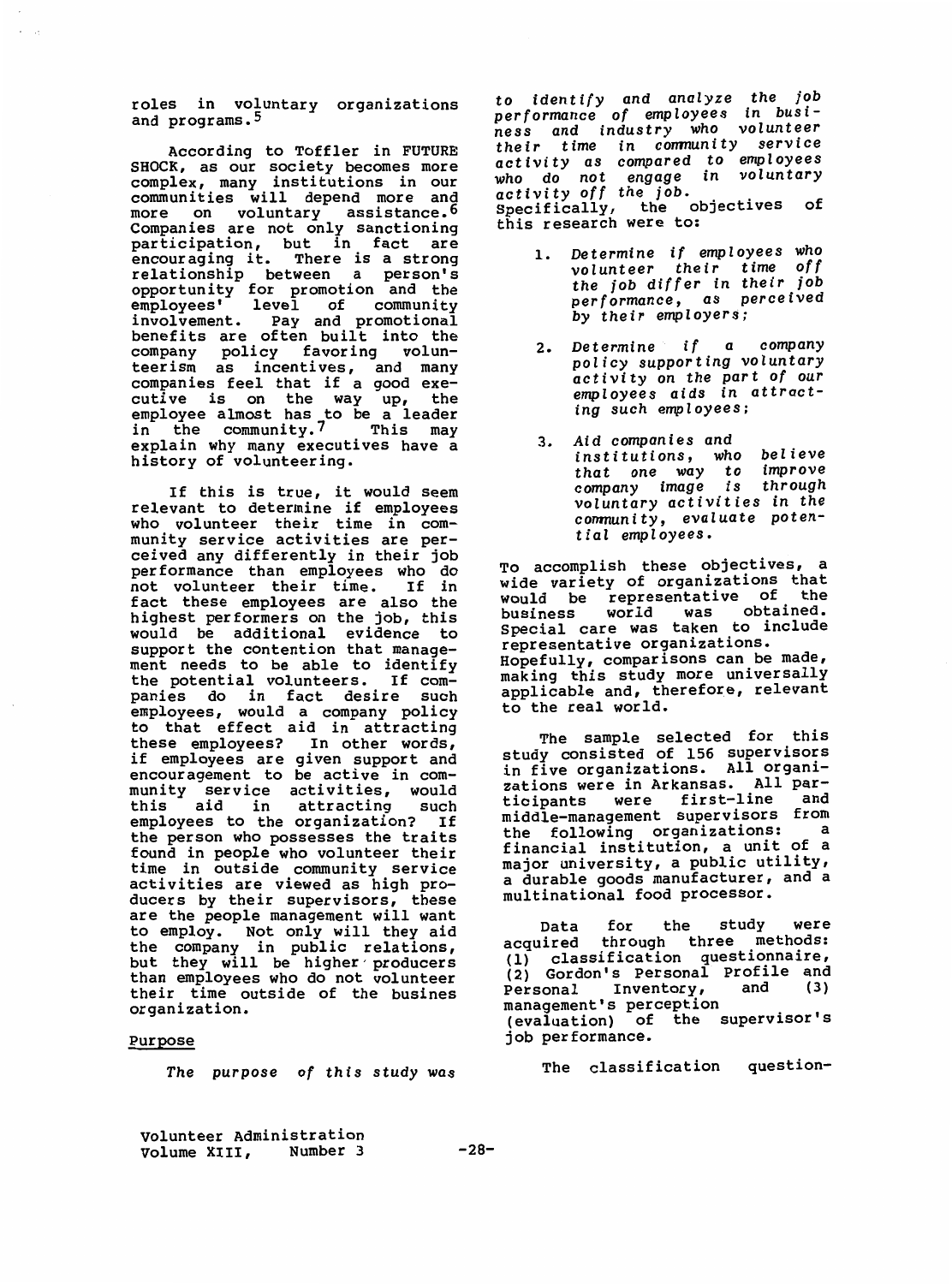roles in voluntary organizations and programs.[5]

According to Toffler in FUTURE SHOCK, as our society becomes more complex, many institutions in our communities will depend more and more on voluntary assistance.[6] Companies are not only sanctioning participation, but in fact are encouraging it. There is a strong relationship between a person's opportunity for promotion and the employees' level of community involvement. Pay and promotional benefits are often built into the company policy favoring volunteerism as incentives, and many companies feel that if a good executive is on the way up, the employee almost has to be a leader in the community.[7] This may explain why many executives have a history of volunteering.

If this is true, it would seem relevant to determine if employees who volunteer their time in community service activities are perceived any differently in their job performance than employees who do not volunteer their time. If in fact these employees are also the highest performers on the job, this would be additional evidence to support the contention that management needs to be able to identify the potential volunteers. If companies do in fact desire such employees, would a company policy to that effect aid in attracting these employees? In other words, if employees are given support and encouragement to be active in community service activities, would this aid in attracting such employees to the organization? If the person who possesses the traits found in people who volunteer their time in outside community service activities are viewed as high producers by their supervisors, these are the people management will want to employ. Not only will they aid the company in public relations, but they will be higher producers than employees who do not volunteer their time outside of the busines organization.

## Purpose

*The purpose of this study was to identify and analyze the job performance of employees in business and industry who volunteer their time in community service activity as compared to employees who do not engage in voluntary activity off the job.* Specifically, the objectives of this research were to:

1. *Determine if employees who volunteer their time off the job differ in their job performance, as perceived by their employers;*
2. *Determine if a company policy supporting voluntary activity on the part of our employees aids in attracting such employees;*
3. *Aid companies and institutions, who believe that one way to improve company image is through voluntary activities in the community, evaluate potential employees.*

To accomplish these objectives, a wide variety of organizations that would be representative of the business world was obtained. Special care was taken to include representative organizations. Hopefully, comparisons can be made, making this study more universally applicable and, therefore, relevant to the real world.

The sample selected for this study consisted of 156 supervisors in five organizations. All organizations were in Arkansas. All participants were first-line and middle-management supervisors from the following organizations: a financial institution, a unit of a major university, a public utility, a durable goods manufacturer, and a multinational food processor.

Data for the study were acquired through three methods: (1) classification questionnaire, (2) Gordon's Personal Profile and Personal Inventory, and (3) management's perception (evaluation) of the supervisor's job performance.

The classification question-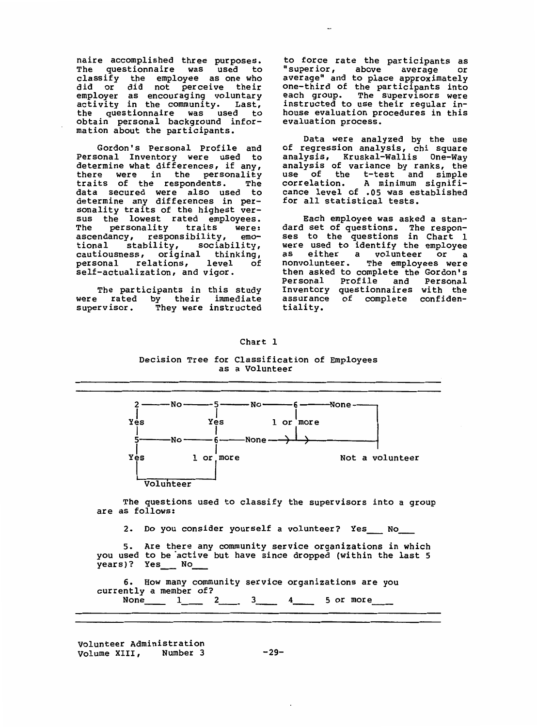naire accomplished three purposes. The questionnaire was used to classify the employee as one who did or did not perceive their employer as encouraging voluntary activity in the community. Last, the questionnaire was used to obtain personal background information about the participants.

Gordon's Personal Profile and Personal Inventory were used to determine what differences, if any, there were in the personality traits of the respondents. The data secured were also used to determine any differences in personality traits of the highest versus the lowest rated employees. The personality traits were: ascendancy, responsibility, emotional stability, sociability, cautiousness, original thinking, personal relations, level of self-actualization, and vigor.

The participants in this study were rated by their immediate supervisor. They were instructed to force rate the participants as "superior, above average or average" and to place approximately one-third of the participants into each group. The supervisors were instructed to use their regular in-house evaluation procedures in this evaluation process.

Data were analyzed by the use of regression analysis, chi square analysis, Kruskal-Wallis One-Way analysis of variance by ranks, the use of the t-test and simple correlation. A minimum significance level of .05 was established for all statistical tests.

Each employee was asked a standard set of questions. The responses to the questions in Chart 1 were used to identify the employee as either a volunteer or a nonvolunteer. The employees were then asked to complete the Gordon's Personal Profile and Personal Inventory questionnaires with the assurance of complete confidentiality.

Chart 1

Decision Tree for Classification of Employees as a Volunteer

```
2 ———No———5———No———6———None———┐
|          |          |         |
Yes        Yes      1 or more   |
|          |                    |
5———No———6———None———>—>—————————┘
|          |
Yes      1 or more              Not a volunteer
|          |
└——————————┘
Volunteer
```

The questions used to classify the supervisors into a group are as follows:

2. Do you consider yourself a volunteer? Yes___ No___

5. Are there any community service organizations in which you used to be active but have since dropped (within the last 5 years)? Yes___ No___

6. How many community service organizations are you currently a member of?
None___ 1___ 2___ 3___ 4___ 5 or more___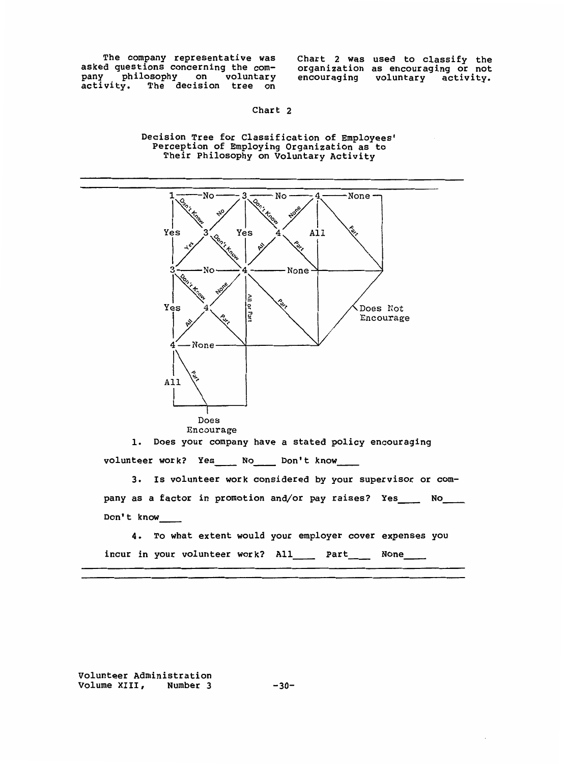The company representative was asked questions concerning the company philosophy on voluntary activity. The decision tree on Chart 2 was used to classify the organization as encouraging or not encouraging voluntary activity.

Chart 2

Decision Tree for Classification of Employees' Perception of Employing Organization as to Their Philosophy on Voluntary Activity

1. Does your company have a stated policy encouraging volunteer work? Yes____ No____ Don't know____

3. Is volunteer work considered by your supervisor or company as a factor in promotion and/or pay raises? Yes____ No____ Don't know____

4. To what extent would your employer cover expenses you incur in your volunteer work? All____ Part____ None____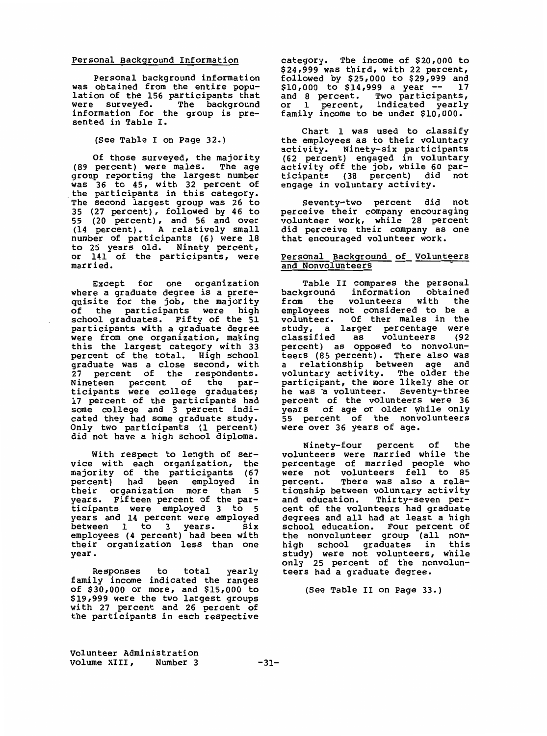## Personal Background Information

Personal background information was obtained from the entire population of the 156 participants that were surveyed. The background information for the group is presented in Table I.

(See Table I on Page 32.)

Of those surveyed, the majority (89 percent) were males. The age group reporting the largest number was 36 to 45, with 32 percent of the participants in this category. The second largest group was 26 to 35 (27 percent), followed by 46 to 55 (20 percent), and 56 and over (14 percent). A relatively small number of participants (6) were 18 to 25 years old. Ninety percent, or 141 of the participants, were married.

Except for one organization where a graduate degree is a prerequisite for the job, the majority of the participants were high school graduates. Fifty of the 51 participants with a graduate degree were from one organization, making this the largest category with 33 percent of the total. High school graduate was a close second, with 27 percent of the respondents. Nineteen percent of the participants were college graduates; 17 percent of the participants had some college and 3 percent indicated they had some graduate study. Only two participants (1 percent) did not have a high school diploma.

With respect to length of service with each organization, the majority of the participants (67 percent) had been employed in their organization more than 5 years. Fifteen percent of the participants were employed 3 to 5 years and 14 percent were employed between 1 to 3 years. Six employees (4 percent) had been with their organization less than one year.

Responses to total yearly family income indicated the ranges of $30,000 or more, and $15,000 to $19,999 were the two largest groups with 27 percent and 26 percent of the participants in each respective category. The income of $20,000 to $24,999 was third, with 22 percent, followed by $25,000 to $29,999 and $10,000 to $14,999 a year -- 17 and 8 percent. Two participants, or 1 percent, indicated yearly family income to be under $10,000.

Chart 1 was used to classify the employees as to their voluntary activity. Ninety-six participants (62 percent) engaged in voluntary activity off the job, while 60 participants (38 percent) did not engage in voluntary activity.

Seventy-two percent did not perceive their company encouraging volunteer work, while 28 percent did perceive their company as one that encouraged volunteer work.

## Personal Background of Volunteers and Nonvolunteers

Table II compares the personal background information obtained from the volunteers with the employees not considered to be a volunteer. Of ther males in the study, a larger percentage were classified as volunteers (92 percent) as opposed to nonvolunteers (85 percent). There also was a relationship between age and voluntary activity. The older the participant, the more likely she or he was a volunteer. Seventy-three percent of the volunteers were 36 years of age or older while only 55 percent of the nonvolunteers were over 36 years of age.

Ninety-four percent of the volunteers were married while the percentage of married people who were not volunteers fell to 85 percent. There was also a relationship between voluntary activity and education. Thirty-seven percent of the volunteers had graduate degrees and all had at least a high school education. Four percent of the nonvolunteer group (all non-high school graduates in this study) were not volunteers, while only 25 percent of the nonvolunteers had a graduate degree.

(See Table II on Page 33.)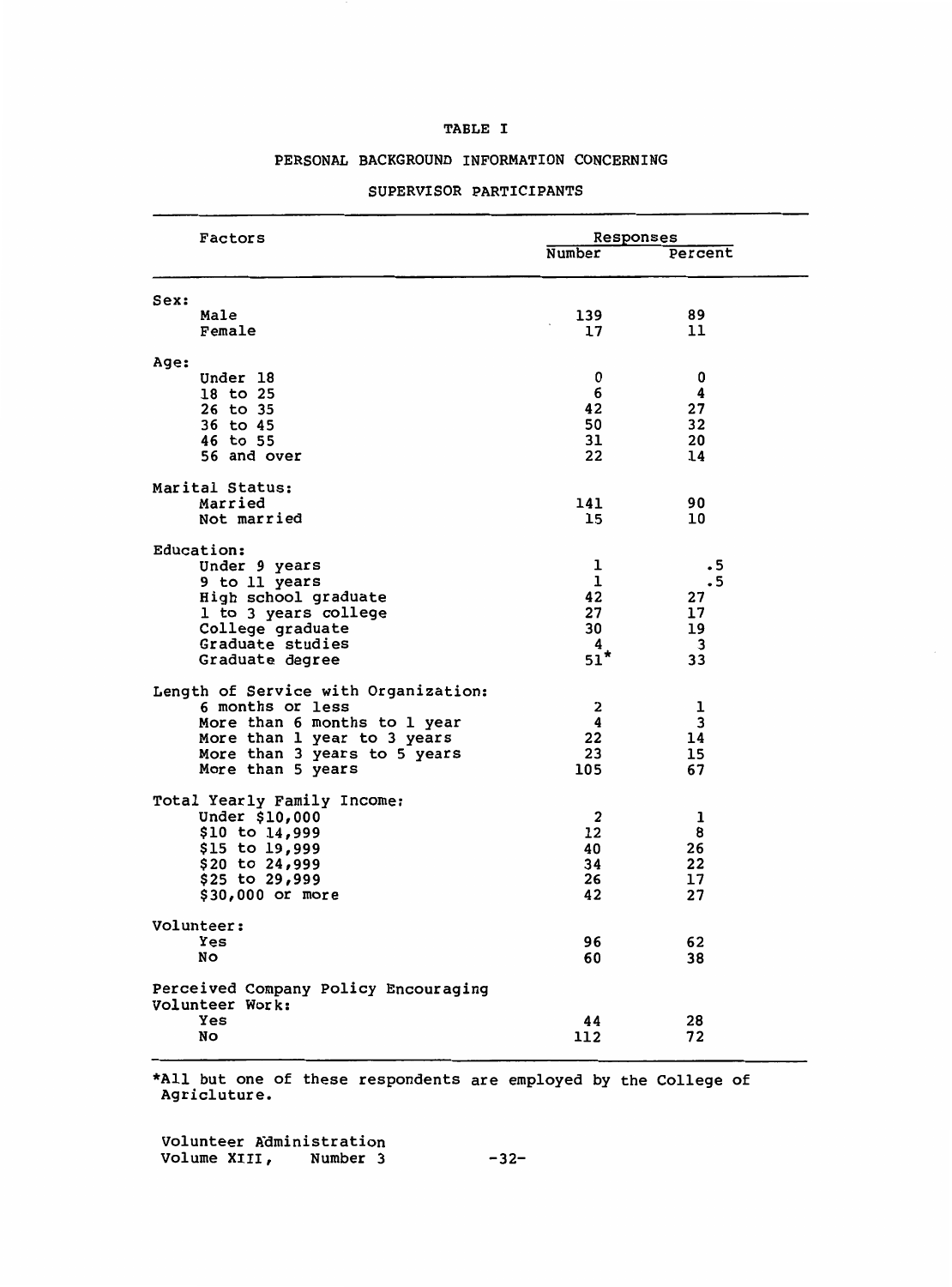TABLE I

PERSONAL BACKGROUND INFORMATION CONCERNING

SUPERVISOR PARTICIPANTS

| Factors | Responses | |
|---|---|---|
| | Number | Percent |
| **Sex:** | | |
| Male | 139 | 89 |
| Female | 17 | 11 |
| **Age:** | | |
| Under 18 | 0 | 0 |
| 18 to 25 | 6 | 4 |
| 26 to 35 | 42 | 27 |
| 36 to 45 | 50 | 32 |
| 46 to 55 | 31 | 20 |
| 56 and over | 22 | 14 |
| **Marital Status:** | | |
| Married | 141 | 90 |
| Not married | 15 | 10 |
| **Education:** | | |
| Under 9 years | 1 | .5 |
| 9 to 11 years | 1 | .5 |
| High school graduate | 42 | 27 |
| 1 to 3 years college | 27 | 17 |
| College graduate | 30 | 19 |
| Graduate studies | 4 | 3 |
| Graduate degree | 51* | 33 |
| **Length of Service with Organization:** | | |
| 6 months or less | 2 | 1 |
| More than 6 months to 1 year | 4 | 3 |
| More than 1 year to 3 years | 22 | 14 |
| More than 3 years to 5 years | 23 | 15 |
| More than 5 years | 105 | 67 |
| **Total Yearly Family Income:** | | |
| Under $10,000 | 2 | 1 |
| $10 to 14,999 | 12 | 8 |
| $15 to 19,999 | 40 | 26 |
| $20 to 24,999 | 34 | 22 |
| $25 to 29,999 | 26 | 17 |
| $30,000 or more | 42 | 27 |
| **Volunteer:** | | |
| Yes | 96 | 62 |
| No | 60 | 38 |
| **Perceived Company Policy Encouraging Volunteer Work:** | | |
| Yes | 44 | 28 |
| No | 112 | 72 |

*All but one of these respondents are employed by the College of Agriculture.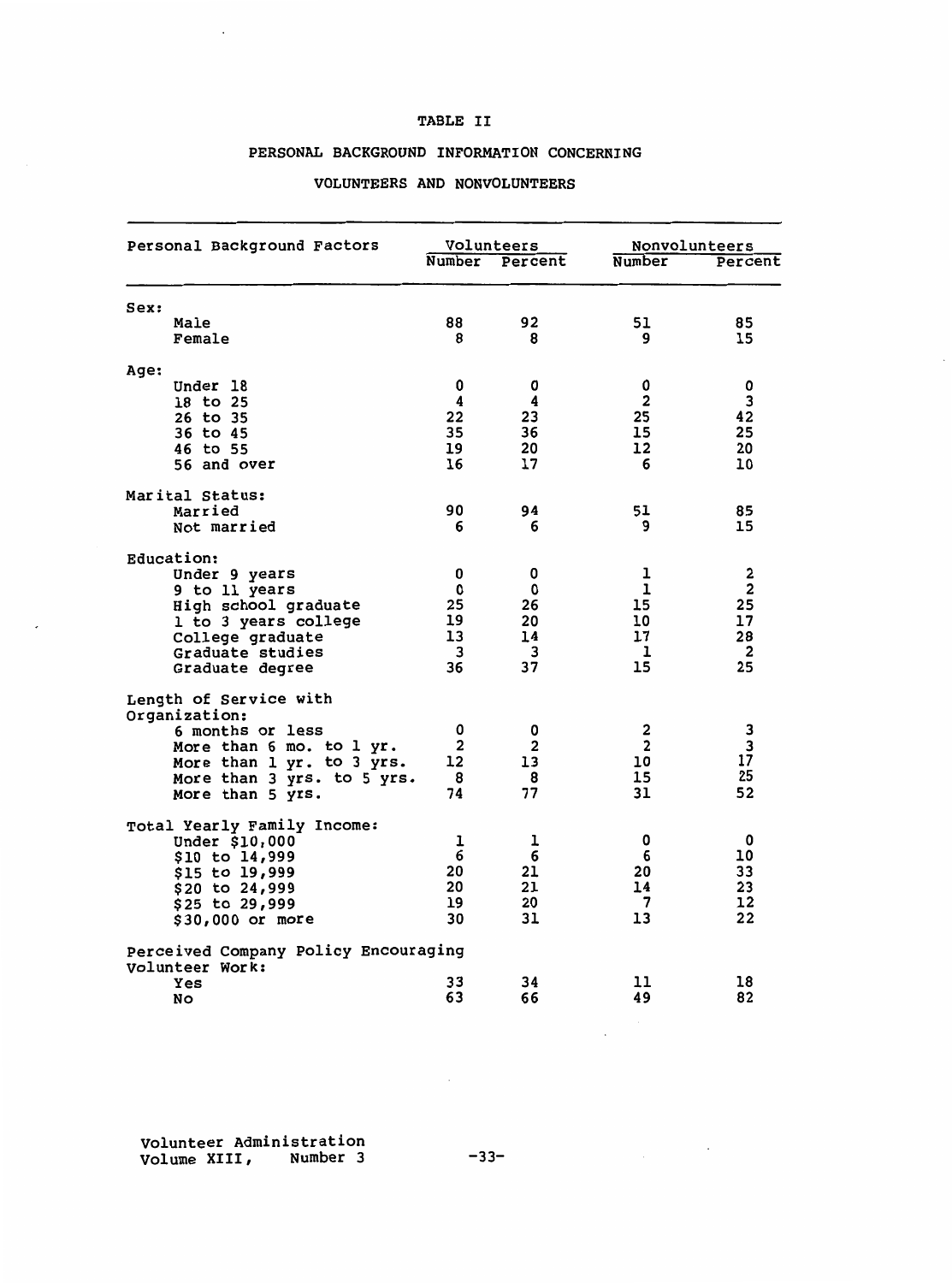TABLE II

PERSONAL BACKGROUND INFORMATION CONCERNING

VOLUNTEERS AND NONVOLUNTEERS

| Personal Background Factors | Volunteers | | Nonvolunteers | |
|---|---|---|---|---|
| | Number | Percent | Number | Percent |
| **Sex:** | | | | |
| Male | 88 | 92 | 51 | 85 |
| Female | 8 | 8 | 9 | 15 |
| **Age:** | | | | |
| Under 18 | 0 | 0 | 0 | 0 |
| 18 to 25 | 4 | 4 | 2 | 3 |
| 26 to 35 | 22 | 23 | 25 | 42 |
| 36 to 45 | 35 | 36 | 15 | 25 |
| 46 to 55 | 19 | 20 | 12 | 20 |
| 56 and over | 16 | 17 | 6 | 10 |
| **Marital Status:** | | | | |
| Married | 90 | 94 | 51 | 85 |
| Not married | 6 | 6 | 9 | 15 |
| **Education:** | | | | |
| Under 9 years | 0 | 0 | 1 | 2 |
| 9 to 11 years | 0 | 0 | 1 | 2 |
| High school graduate | 25 | 26 | 15 | 25 |
| 1 to 3 years college | 19 | 20 | 10 | 17 |
| College graduate | 13 | 14 | 17 | 28 |
| Graduate studies | 3 | 3 | 1 | 2 |
| Graduate degree | 36 | 37 | 15 | 25 |
| **Length of Service with Organization:** | | | | |
| 6 months or less | 0 | 0 | 2 | 3 |
| More than 6 mo. to 1 yr. | 2 | 2 | 2 | 3 |
| More than 1 yr. to 3 yrs. | 12 | 13 | 10 | 17 |
| More than 3 yrs. to 5 yrs. | 8 | 8 | 15 | 25 |
| More than 5 yrs. | 74 | 77 | 31 | 52 |
| **Total Yearly Family Income:** | | | | |
| Under $10,000 | 1 | 1 | 0 | 0 |
| $10 to 14,999 | 6 | 6 | 6 | 10 |
| $15 to 19,999 | 20 | 21 | 20 | 33 |
| $20 to 24,999 | 20 | 21 | 14 | 23 |
| $25 to 29,999 | 19 | 20 | 7 | 12 |
| $30,000 or more | 30 | 31 | 13 | 22 |
| **Perceived Company Policy Encouraging Volunteer Work:** | | | | |
| Yes | 33 | 34 | 11 | 18 |
| No | 63 | 66 | 49 | 82 |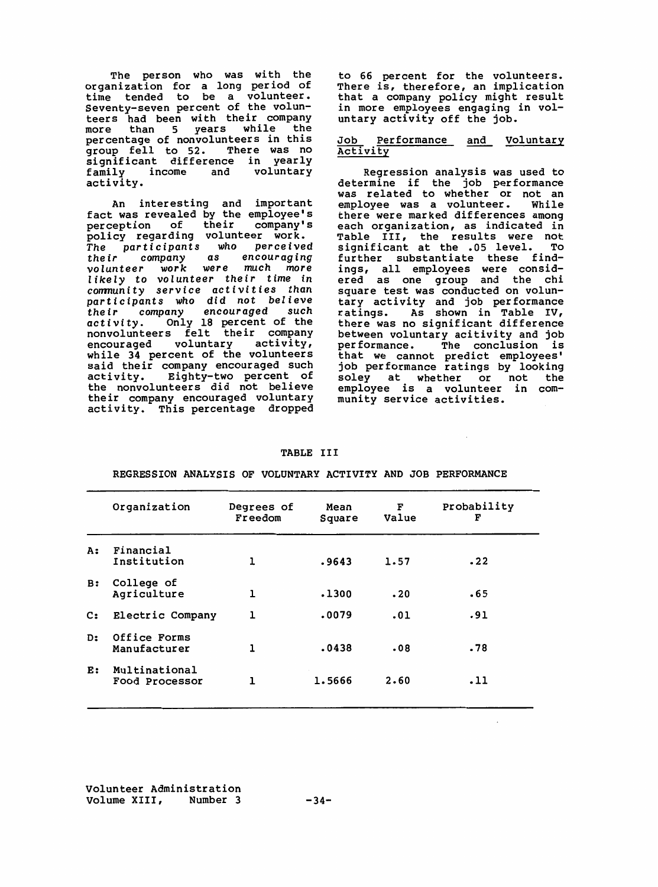The person who was with the organization for a long period of time tended to be a volunteer. Seventy-seven percent of the volunteers had been with their company more than 5 years while the percentage of nonvolunteers in this group fell to 52. There was no significant difference in yearly family income and voluntary activity.

An interesting and important fact was revealed by the employee's perception of their company's policy regarding volunteer work. *The participants who perceived their company as encouraging volunteer work were much more likely to volunteer their time in community service activities than participants who did not believe their company encouraged such activity.* Only 18 percent of the nonvolunteers felt their company encouraged voluntary activity, while 34 percent of the volunteers said their company encouraged such activity. Eighty-two percent of the nonvolunteers did not believe their company encouraged voluntary activity. This percentage dropped to 66 percent for the volunteers. There is, therefore, an implication that a company policy might result in more employees engaging in voluntary activity off the job.

## Job Performance and Voluntary Activity

Regression analysis was used to determine if the job performance was related to whether or not an employee was a volunteer. While there were marked differences among each organization, as indicated in Table III, the results were not significant at the .05 level. To further substantiate these findings, all employees were considered as one group and the chi square test was conducted on voluntary activity and job performance ratings. As shown in Table IV, there was no significant difference between voluntary acitivity and job performance. The conclusion is that we cannot predict employees' job performance ratings by looking soley at whether or not the employee is a volunteer in community service activities.

TABLE III

REGRESSION ANALYSIS OF VOLUNTARY ACTIVITY AND JOB PERFORMANCE

| | Organization | Degrees of Freedom | Mean Square | F Value | Probability F |
|---|---|---|---|---|---|
| A: | Financial Institution | 1 | .9643 | 1.57 | .22 |
| B: | College of Agriculture | 1 | .1300 | .20 | .65 |
| C: | Electric Company | 1 | .0079 | .01 | .91 |
| D: | Office Forms Manufacturer | 1 | .0438 | .08 | .78 |
| E: | Multinational Food Processor | 1 | 1.5666 | 2.60 | .11 |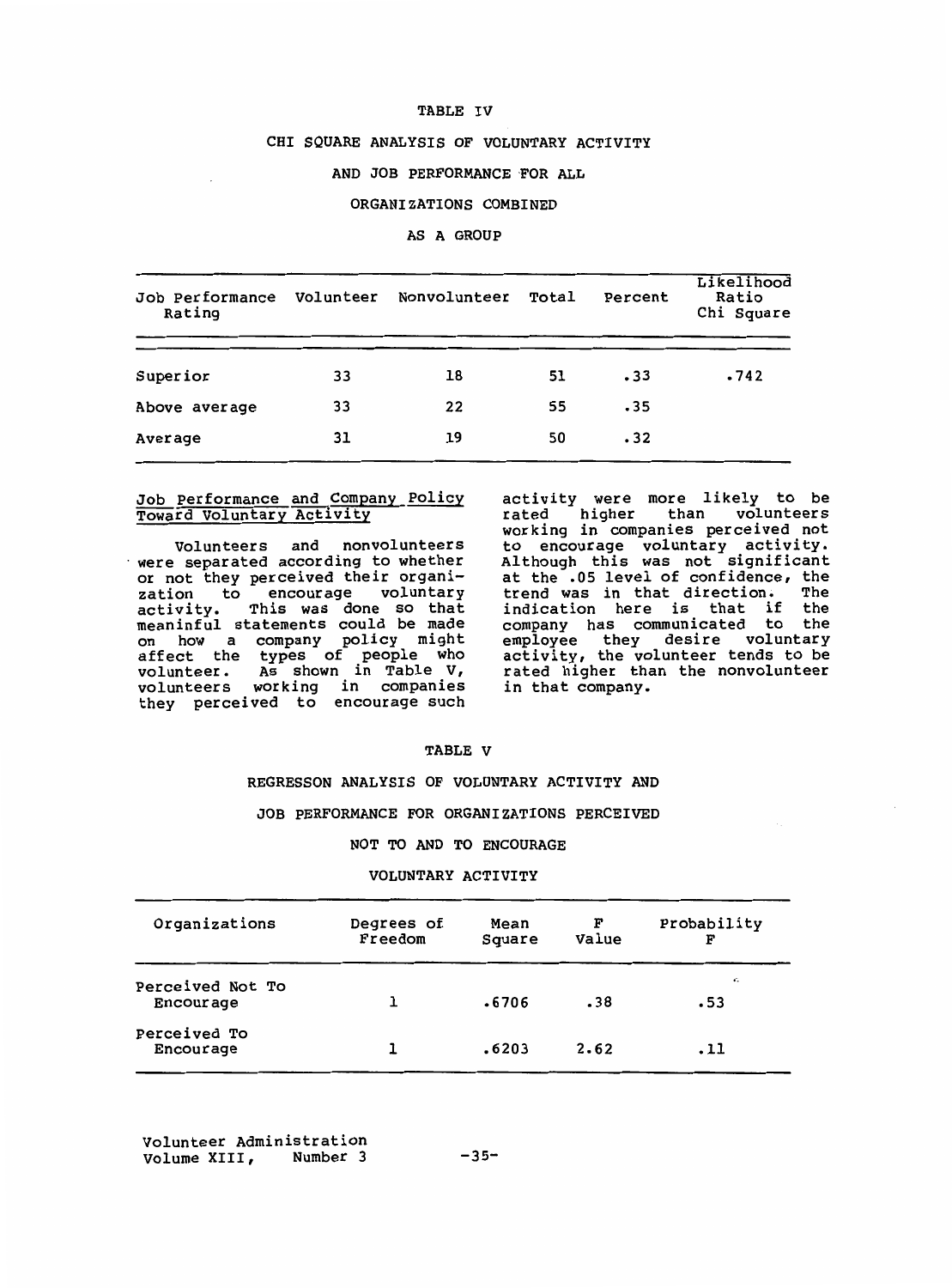TABLE IV

CHI SQUARE ANALYSIS OF VOLUNTARY ACTIVITY AND JOB PERFORMANCE FOR ALL ORGANIZATIONS COMBINED AS A GROUP

| Job Performance Rating | Volunteer | Nonvolunteer | Total | Percent | Likelihood Ratio Chi Square |
|---|---|---|---|---|---|
| Superior | 33 | 18 | 51 | .33 | .742 |
| Above average | 33 | 22 | 55 | .35 | |
| Average | 31 | 19 | 50 | .32 | |

## Job Performance and Company Policy Toward Voluntary Activity

Volunteers and nonvolunteers were separated according to whether or not they perceived their organization to encourage voluntary activity. This was done so that meaninful statements could be made on how a company policy might affect the types of people who volunteer. As shown in Table V, volunteers working in companies they perceived to encourage such activity were more likely to be rated higher than volunteers working in companies perceived not to encourage voluntary activity. Although this was not significant at the .05 level of confidence, the trend was in that direction. The indication here is that if the company has communicated to the employee they desire voluntary activity, the volunteer tends to be rated higher than the nonvolunteer in that company.

TABLE V

REGRESSON ANALYSIS OF VOLUNTARY ACTIVITY AND JOB PERFORMANCE FOR ORGANIZATIONS PERCEIVED NOT TO AND TO ENCOURAGE VOLUNTARY ACTIVITY

| Organizations | Degrees of Freedom | Mean Square | F Value | Probability F |
|---|---|---|---|---|
| Perceived Not To Encourage | 1 | .6706 | .38 | .53 |
| Perceived To Encourage | 1 | .6203 | 2.62 | .11 |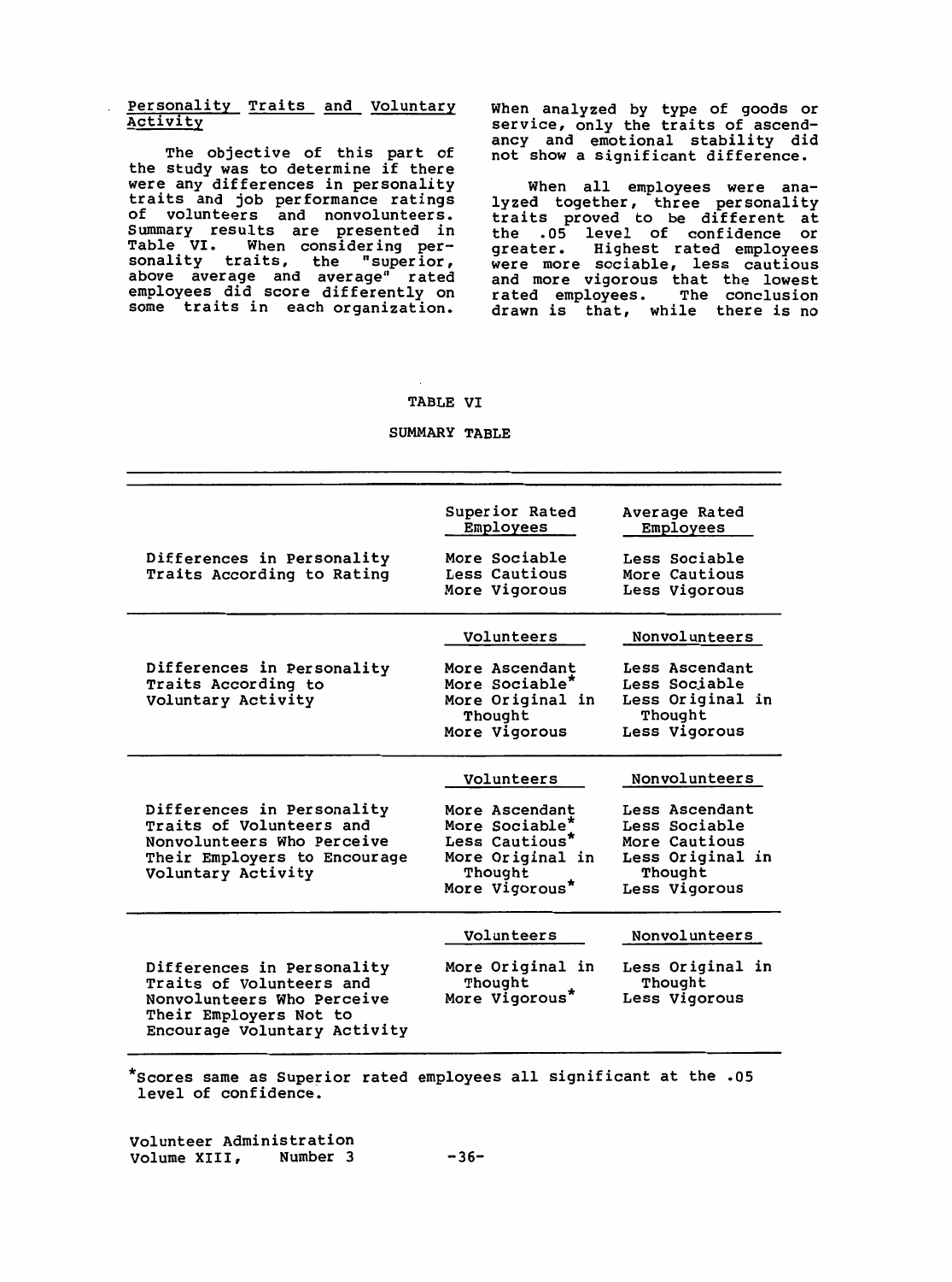### Personality Traits and Voluntary Activity

The objective of this part of the study was to determine if there were any differences in personality traits and job performance ratings of volunteers and nonvolunteers. Summary results are presented in Table VI. When considering personality traits, the "superior, above average and average" rated employees did score differently on some traits in each organization. When analyzed by type of goods or service, only the traits of ascendancy and emotional stability did not show a significant difference.

When all employees were analyzed together, three personality traits proved to be different at the .05 level of confidence or greater. Highest rated employees were more sociable, less cautious and more vigorous that the lowest rated employees. The conclusion drawn is that, while there is no

TABLE VI

SUMMARY TABLE

| | Superior Rated Employees | Average Rated Employees |
|---|---|---|
| Differences in Personality Traits According to Rating | More Sociable<br>Less Cautious<br>More Vigorous | Less Sociable<br>More Cautious<br>Less Vigorous |
| | **Volunteers** | **Nonvolunteers** |
| Differences in Personality Traits According to Voluntary Activity | More Ascendant<br>More Sociable*<br>More Original in Thought<br>More Vigorous | Less Ascendant<br>Less Sociable<br>Less Original in Thought<br>Less Vigorous |
| | **Volunteers** | **Nonvolunteers** |
| Differences in Personality Traits of Volunteers and Nonvolunteers Who Perceive Their Employers to Encourage Voluntary Activity | More Ascendant<br>More Sociable*<br>Less Cautious*<br>More Original in Thought<br>More Vigorous* | Less Ascendant<br>Less Sociable<br>More Cautious<br>Less Original in Thought<br>Less Vigorous |
| | **Volunteers** | **Nonvolunteers** |
| Differences in Personality Traits of Volunteers and Nonvolunteers Who Perceive Their Employers Not to Encourage Voluntary Activity | More Original in Thought<br>More Vigorous* | Less Original in Thought<br>Less Vigorous |

*Scores same as Superior rated employees all significant at the .05 level of confidence.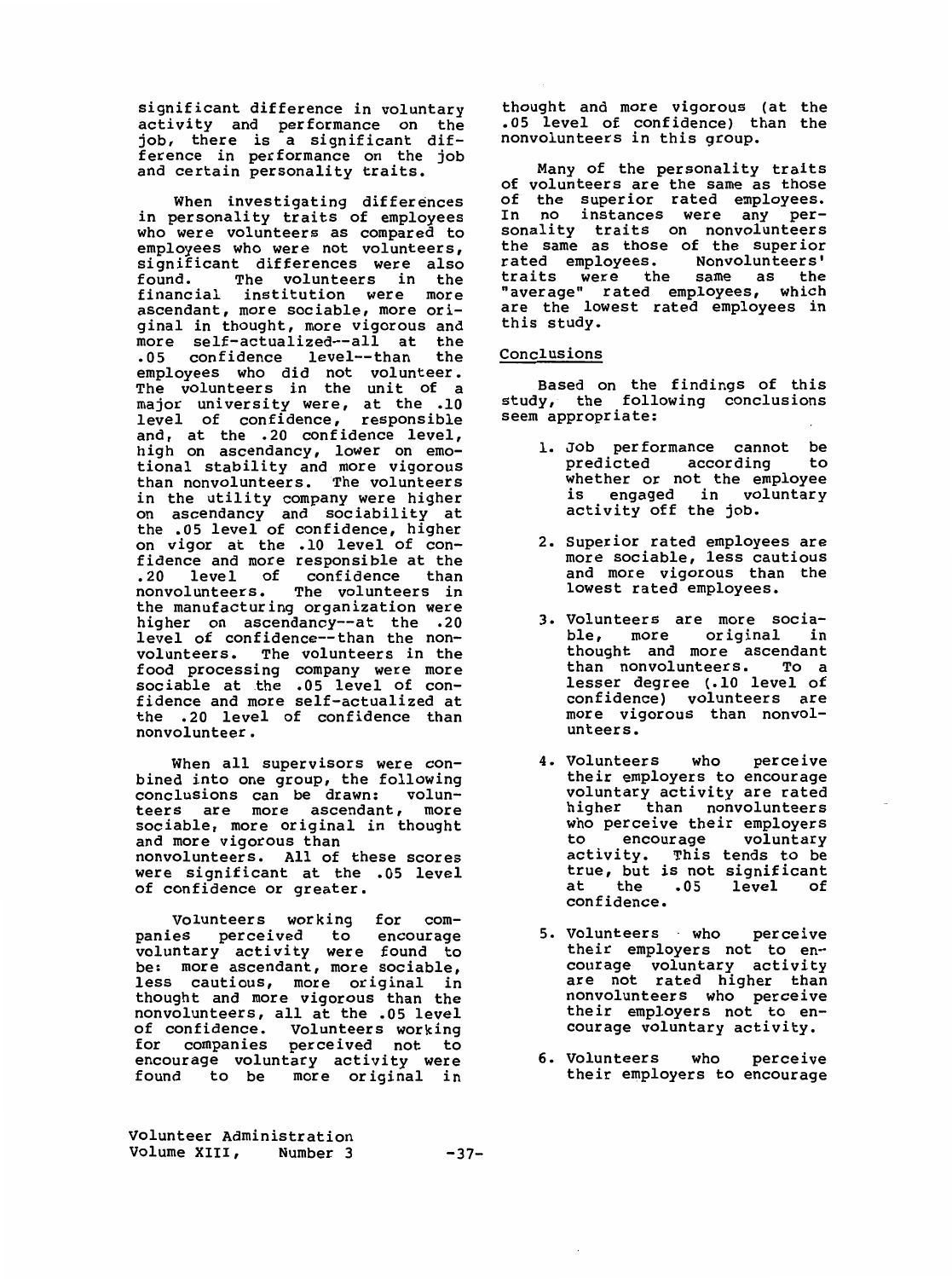significant difference in voluntary activity and performance on the job, there is a significant difference in performance on the job and certain personality traits.

When investigating differences in personality traits of employees who were volunteers as compared to employees who were not volunteers, significant differences were also found. The volunteers in the financial institution were more ascendant, more sociable, more original in thought, more vigorous and more self-actualized--all at the .05 confidence level--than the employees who did not volunteer. The volunteers in the unit of a major university were, at the .10 level of confidence, responsible and, at the .20 confidence level, high on ascendancy, lower on emotional stability and more vigorous than nonvolunteers. The volunteers in the utility company were higher on ascendancy and sociability at the .05 level of confidence, higher on vigor at the .10 level of confidence and more responsible at the .20 level of confidence than nonvolunteers. The volunteers in the manufacturing organization were higher on ascendancy--at the .20 level of confidence--than the nonvolunteers. The volunteers in the food processing company were more sociable at the .05 level of confidence and more self-actualized at the .20 level of confidence than nonvolunteer.

When all supervisors were combined into one group, the following conclusions can be drawn: volunteers are more ascendant, more sociable, more original in thought and more vigorous than nonvolunteers. All of these scores were significant at the .05 level of confidence or greater.

Volunteers working for companies perceived to encourage voluntary activity were found to be: more ascendant, more sociable, less cautious, more original in thought and more vigorous than the nonvolunteers, all at the .05 level of confidence. Volunteers working for companies perceived not to encourage voluntary activity were found to be more original in thought and more vigorous (at the .05 level of confidence) than the nonvolunteers in this group.

Many of the personality traits of volunteers are the same as those of the superior rated employees. In no instances were any personality traits on nonvolunteers the same as those of the superior rated employees. Nonvolunteers' traits were the same as the "average" rated employees, which are the lowest rated employees in this study.

## Conclusions

Based on the findings of this study, the following conclusions seem appropriate:

1. Job performance cannot be predicted according to whether or not the employee is engaged in voluntary activity off the job.
2. Superior rated employees are more sociable, less cautious and more vigorous than the lowest rated employees.
3. Volunteers are more sociable, more original in thought and more ascendant than nonvolunteers. To a lesser degree (.10 level of confidence) volunteers are more vigorous than nonvolunteers.
4. Volunteers who perceive their employers to encourage voluntary activity are rated higher than nonvolunteers who perceive their employers to encourage voluntary activity. This tends to be true, but is not significant at the .05 level of confidence.
5. Volunteers who perceive their employers not to encourage voluntary activity are not rated higher than nonvolunteers who perceive their employers not to encourage voluntary activity.
6. Volunteers who perceive their employers to encourage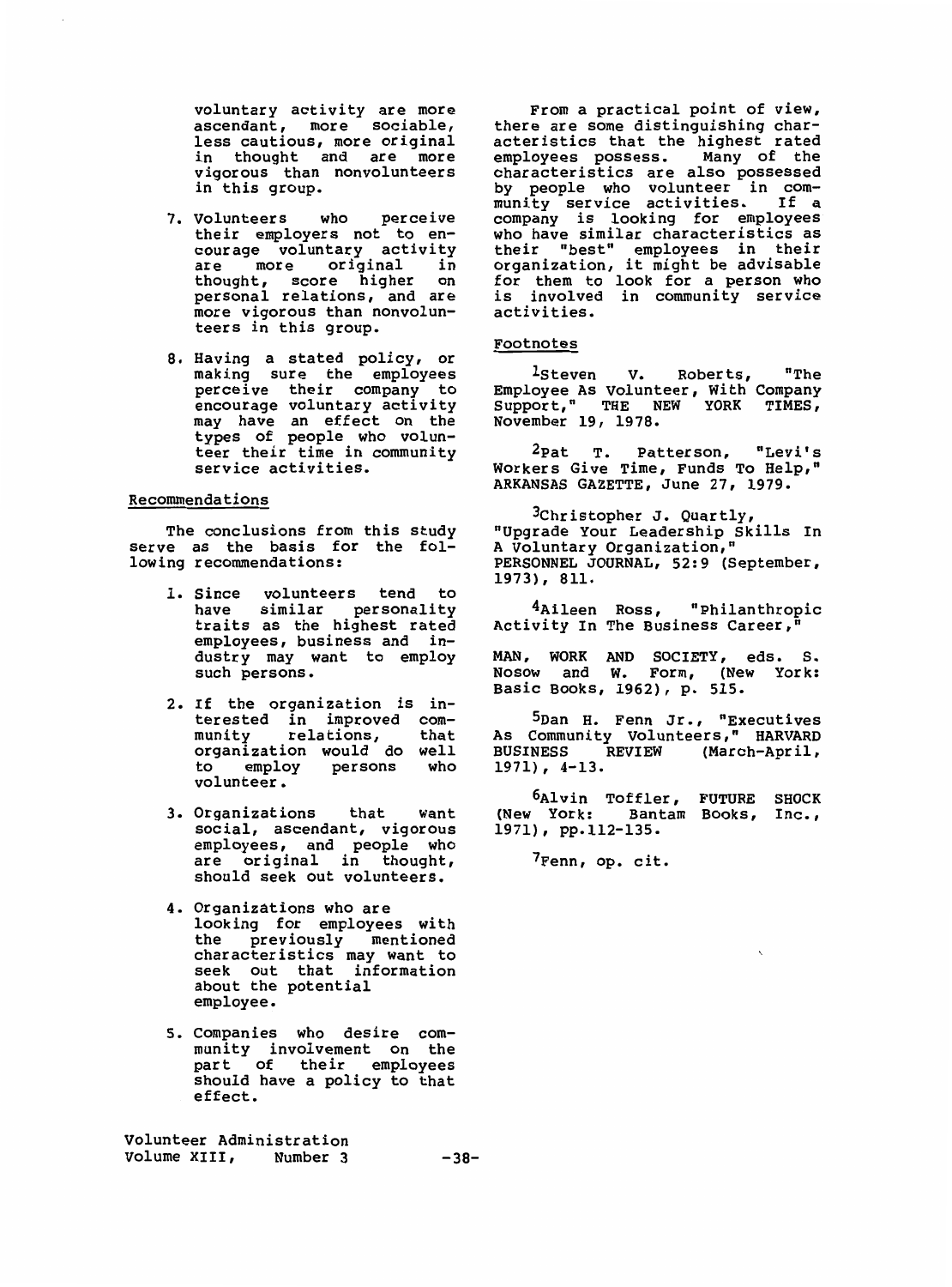voluntary activity are more ascendant, more sociable, less cautious, more original in thought and are more vigorous than nonvolunteers in this group.

7. Volunteers who perceive their employers not to encourage voluntary activity are more original in thought, score higher on personal relations, and are more vigorous than nonvolunteers in this group.

8. Having a stated policy, or making sure the employees perceive their company to encourage voluntary activity may have an effect on the types of people who volunteer their time in community service activities.

## Recommendations

The conclusions from this study serve as the basis for the following recommendations:

1. Since volunteers tend to have similar personality traits as the highest rated employees, business and industry may want to employ such persons.

2. If the organization is interested in improved community relations, that organization would do well to employ persons who volunteer.

3. Organizations that want social, ascendant, vigorous employees, and people who are original in thought, should seek out volunteers.

4. Organizations who are looking for employees with the previously mentioned characteristics may want to seek out that information about the potential employee.

5. Companies who desire community involvement on the part of their employees should have a policy to that effect.

From a practical point of view, there are some distinguishing characteristics that the highest rated employees possess. Many of the characteristics are also possessed by people who volunteer in community service activities. If a company is looking for employees who have similar characteristics as their "best" employees in their organization, it might be advisable for them to look for a person who is involved in community service activities.

## Footnotes

[1] Steven V. Roberts, "The Employee As Volunteer, With Company Support," THE NEW YORK TIMES, November 19, 1978.

[2] Pat T. Patterson, "Levi's Workers Give Time, Funds To Help," ARKANSAS GAZETTE, June 27, 1979.

[3] Christopher J. Quartly, "Upgrade Your Leadership Skills In A Voluntary Organization," PERSONNEL JOURNAL, 52:9 (September, 1973), 811.

[4] Aileen Ross, "Philanthropic Activity In The Business Career," MAN, WORK AND SOCIETY, eds. S. Nosow and W. Form, (New York: Basic Books, 1962), p. 515.

[5] Dan H. Fenn Jr., "Executives As Community Volunteers," HARVARD BUSINESS REVIEW (March-April, 1971), 4-13.

[6] Alvin Toffler, FUTURE SHOCK (New York: Bantam Books, Inc., 1971), pp.112-135.

[7] Fenn, op. cit.